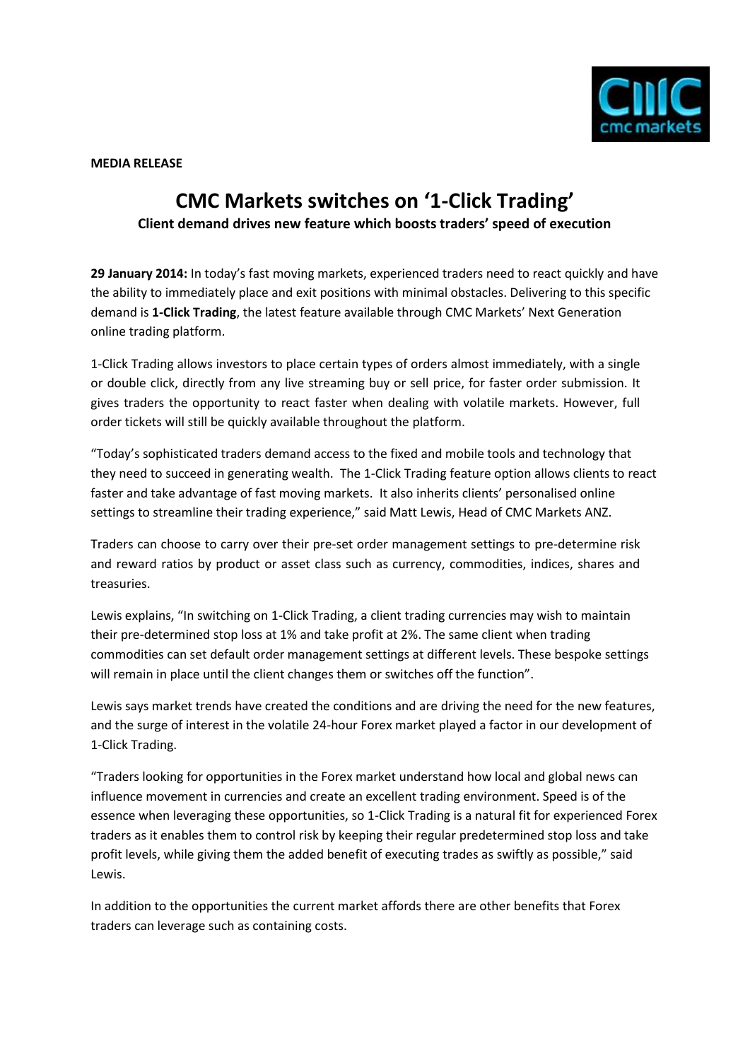**MEDIA RELEASE**

# CMC Markets switches on '1-Click Trading'

**Client demand drives new feature which boosts traders' speed of execution**

**29 January 2014:** In today's fast moving markets, experienced traders need to react quickly and have the ability to immediately place and exit positions with minimal obstacles. Delivering to this specific demand is **1-Click Trading**, the latest feature available through CMC Markets' Next Generation online trading platform.

1-Click Trading allows investors to place certain types of orders almost immediately, with a single or double click, directly from any live streaming buy or sell price, for faster order submission. It gives traders the opportunity to react faster when dealing with volatile markets. However, full order tickets will still be quickly available throughout the platform.

"Today's sophisticated traders demand access to the fixed and mobile tools and technology that they need to succeed in generating wealth. The 1-Click Trading feature option allows clients to react faster and take advantage of fast moving markets. It also inherits clients' personalised online settings to streamline their trading experience," said Matt Lewis, Head of CMC Markets ANZ.

Traders can choose to carry over their pre-set order management settings to pre-determine risk and reward ratios by product or asset class such as currency, commodities, indices, shares and treasuries.

Lewis explains, "In switching on 1-Click Trading, a client trading currencies may wish to maintain their pre-determined stop loss at 1% and take profit at 2%. The same client when trading commodities can set default order management settings at different levels. These bespoke settings will remain in place until the client changes them or switches off the function".

Lewis says market trends have created the conditions and are driving the need for the new features, and the surge of interest in the volatile 24-hour Forex market played a factor in our development of 1-Click Trading.

"Traders looking for opportunities in the Forex market understand how local and global news can influence movement in currencies and create an excellent trading environment. Speed is of the essence when leveraging these opportunities, so 1-Click Trading is a natural fit for experienced Forex traders as it enables them to control risk by keeping their regular predetermined stop loss and take profit levels, while giving them the added benefit of executing trades as swiftly as possible," said Lewis.

In addition to the opportunities the current market affords there are other benefits that Forex traders can leverage such as containing costs.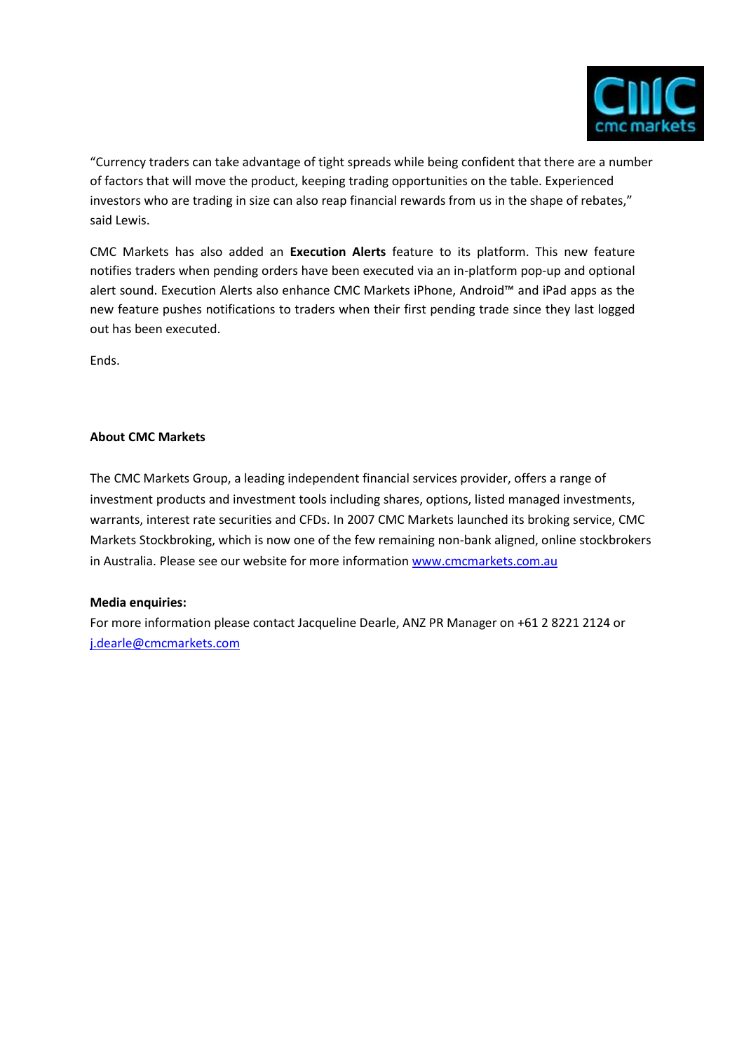"Currency traders can take advantage of tight spreads while being confident that there are a number of factors that will move the product, keeping trading opportunities on the table. Experienced investors who are trading in size can also reap financial rewards from us in the shape of rebates," said Lewis.

CMC Markets has also added an **Execution Alerts** feature to its platform. This new feature notifies traders when pending orders have been executed via an in-platform pop-up and optional alert sound. Execution Alerts also enhance CMC Markets iPhone, Android™ and iPad apps as the new feature pushes notifications to traders when their first pending trade since they last logged out has been executed.

Ends.

**About CMC Markets**

The CMC Markets Group, a leading independent financial services provider, offers a range of investment products and investment tools including shares, options, listed managed investments, warrants, interest rate securities and CFDs. In 2007 CMC Markets launched its broking service, CMC Markets Stockbroking, which is now one of the few remaining non-bank aligned, online stockbrokers in Australia. Please see our website for more information www.cmcmarkets.com.au

**Media enquiries:**
For more information please contact Jacqueline Dearle, ANZ PR Manager on +61 2 8221 2124 or j.dearle@cmcmarkets.com